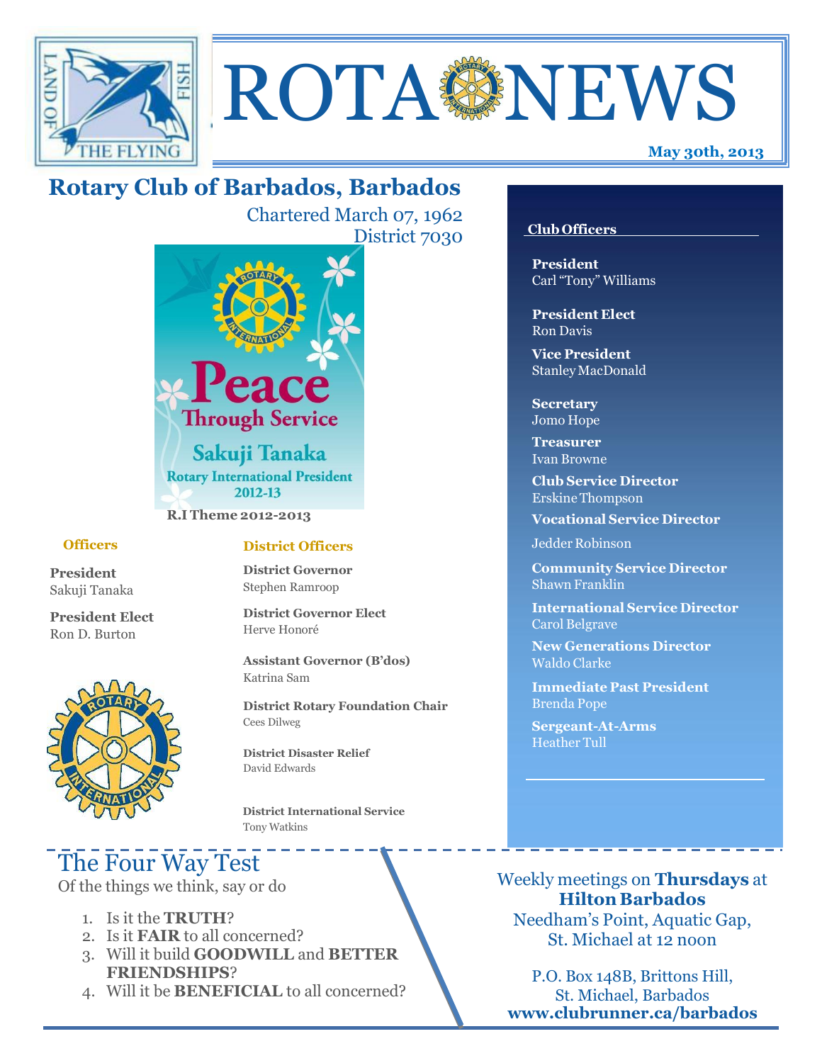# ROTA NEWS

**May 30th, 2013**

## Rotary Club of Barbados, Barbados

Chartered March 07, 1962
District 7030

Peace Through Service
Sakuji Tanaka
Rotary International President
2012-13

**R.I Theme 2012-2013**

### Officers

**President**
Sakuji Tanaka

**President Elect**
Ron D. Burton

### District Officers

**District Governor**
Stephen Ramroop

**District Governor Elect**
Herve Honoré

**Assistant Governor (B'dos)**
Katrina Sam

**District Rotary Foundation Chair**
Cees Dilweg

**District Disaster Relief**
David Edwards

**District International Service**
Tony Watkins

### Club Officers

**President**
Carl "Tony" Williams

**President Elect**
Ron Davis

**Vice President**
Stanley MacDonald

**Secretary**
Jomo Hope

**Treasurer**
Ivan Browne

**Club Service Director**
Erskine Thompson

**Vocational Service Director**
Jedder Robinson

**Community Service Director**
Shawn Franklin

**International Service Director**
Carol Belgrave

**New Generations Director**
Waldo Clarke

**Immediate Past President**
Brenda Pope

**Sergeant-At-Arms**
Heather Tull

## The Four Way Test

Of the things we think, say or do

1. Is it the **TRUTH**?
2. Is it **FAIR** to all concerned?
3. Will it build **GOODWILL** and **BETTER FRIENDSHIPS**?
4. Will it be **BENEFICIAL** to all concerned?

Weekly meetings on **Thursdays** at **Hilton Barbados**
Needham's Point, Aquatic Gap, St. Michael at 12 noon

P.O. Box 148B, Brittons Hill, St. Michael, Barbados
**www.clubrunner.ca/barbados**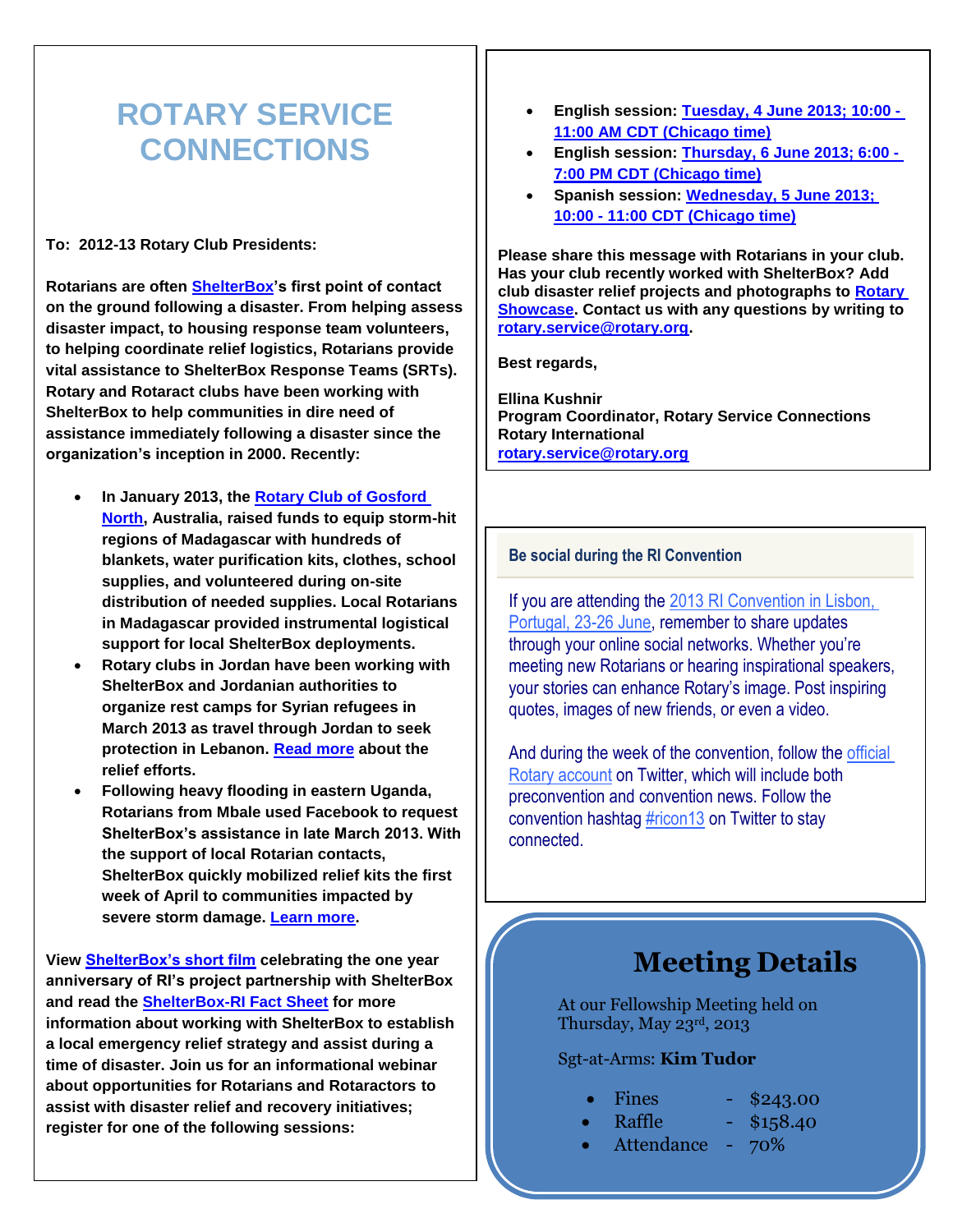# ROTARY SERVICE CONNECTIONS

**To: 2012-13 Rotary Club Presidents:**

**Rotarians are often ShelterBox's first point of contact on the ground following a disaster. From helping assess disaster impact, to housing response team volunteers, to helping coordinate relief logistics, Rotarians provide vital assistance to ShelterBox Response Teams (SRTs). Rotary and Rotaract clubs have been working with ShelterBox to help communities in dire need of assistance immediately following a disaster since the organization's inception in 2000. Recently:**

- **In January 2013, the Rotary Club of Gosford North, Australia, raised funds to equip storm-hit regions of Madagascar with hundreds of blankets, water purification kits, clothes, school supplies, and volunteered during on-site distribution of needed supplies. Local Rotarians in Madagascar provided instrumental logistical support for local ShelterBox deployments.**
- **Rotary clubs in Jordan have been working with ShelterBox and Jordanian authorities to organize rest camps for Syrian refugees in March 2013 as travel through Jordan to seek protection in Lebanon. Read more about the relief efforts.**
- **Following heavy flooding in eastern Uganda, Rotarians from Mbale used Facebook to request ShelterBox's assistance in late March 2013. With the support of local Rotarian contacts, ShelterBox quickly mobilized relief kits the first week of April to communities impacted by severe storm damage. Learn more.**

**View ShelterBox's short film celebrating the one year anniversary of RI's project partnership with ShelterBox and read the ShelterBox-RI Fact Sheet for more information about working with ShelterBox to establish a local emergency relief strategy and assist during a time of disaster. Join us for an informational webinar about opportunities for Rotarians and Rotaractors to assist with disaster relief and recovery initiatives; register for one of the following sessions:**

- **English session: Tuesday, 4 June 2013; 10:00 - 11:00 AM CDT (Chicago time)**
- **English session: Thursday, 6 June 2013; 6:00 - 7:00 PM CDT (Chicago time)**
- **Spanish session: Wednesday, 5 June 2013; 10:00 - 11:00 CDT (Chicago time)**

**Please share this message with Rotarians in your club. Has your club recently worked with ShelterBox? Add club disaster relief projects and photographs to Rotary Showcase. Contact us with any questions by writing to rotary.service@rotary.org.**

**Best regards,**

**Ellina Kushnir**
**Program Coordinator, Rotary Service Connections**
**Rotary International**
**rotary.service@rotary.org**

## Be social during the RI Convention

If you are attending the 2013 RI Convention in Lisbon, Portugal, 23-26 June, remember to share updates through your online social networks. Whether you're meeting new Rotarians or hearing inspirational speakers, your stories can enhance Rotary's image. Post inspiring quotes, images of new friends, or even a video.

And during the week of the convention, follow the official Rotary account on Twitter, which will include both preconvention and convention news. Follow the convention hashtag #ricon13 on Twitter to stay connected.

## Meeting Details

At our Fellowship Meeting held on Thursday, May 23rd, 2013

Sgt-at-Arms: **Kim Tudor**

- Fines - $243.00
- Raffle - $158.40
- Attendance - 70%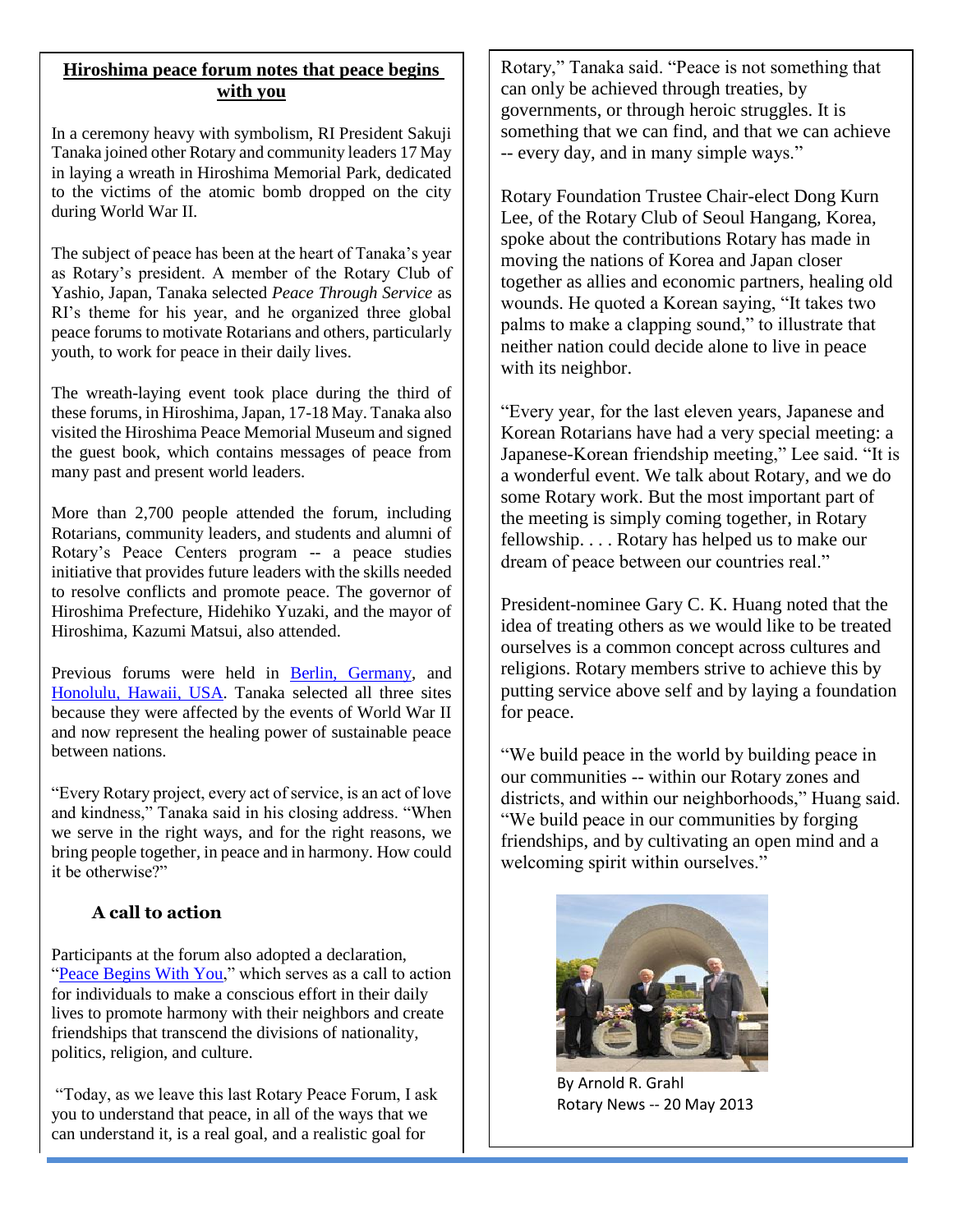## Hiroshima peace forum notes that peace begins with you

In a ceremony heavy with symbolism, RI President Sakuji Tanaka joined other Rotary and community leaders 17 May in laying a wreath in Hiroshima Memorial Park, dedicated to the victims of the atomic bomb dropped on the city during World War II.

The subject of peace has been at the heart of Tanaka's year as Rotary's president. A member of the Rotary Club of Yashio, Japan, Tanaka selected *Peace Through Service* as RI's theme for his year, and he organized three global peace forums to motivate Rotarians and others, particularly youth, to work for peace in their daily lives.

The wreath-laying event took place during the third of these forums, in Hiroshima, Japan, 17-18 May. Tanaka also visited the Hiroshima Peace Memorial Museum and signed the guest book, which contains messages of peace from many past and present world leaders.

More than 2,700 people attended the forum, including Rotarians, community leaders, and students and alumni of Rotary's Peace Centers program -- a peace studies initiative that provides future leaders with the skills needed to resolve conflicts and promote peace. The governor of Hiroshima Prefecture, Hidehiko Yuzaki, and the mayor of Hiroshima, Kazumi Matsui, also attended.

Previous forums were held in Berlin, Germany, and Honolulu, Hawaii, USA. Tanaka selected all three sites because they were affected by the events of World War II and now represent the healing power of sustainable peace between nations.

"Every Rotary project, every act of service, is an act of love and kindness," Tanaka said in his closing address. "When we serve in the right ways, and for the right reasons, we bring people together, in peace and in harmony. How could it be otherwise?"

### A call to action

Participants at the forum also adopted a declaration, "Peace Begins With You," which serves as a call to action for individuals to make a conscious effort in their daily lives to promote harmony with their neighbors and create friendships that transcend the divisions of nationality, politics, religion, and culture.

"Today, as we leave this last Rotary Peace Forum, I ask you to understand that peace, in all of the ways that we can understand it, is a real goal, and a realistic goal for Rotary," Tanaka said. "Peace is not something that can only be achieved through treaties, by governments, or through heroic struggles. It is something that we can find, and that we can achieve -- every day, and in many simple ways."

Rotary Foundation Trustee Chair-elect Dong Kurn Lee, of the Rotary Club of Seoul Hangang, Korea, spoke about the contributions Rotary has made in moving the nations of Korea and Japan closer together as allies and economic partners, healing old wounds. He quoted a Korean saying, "It takes two palms to make a clapping sound," to illustrate that neither nation could decide alone to live in peace with its neighbor.

"Every year, for the last eleven years, Japanese and Korean Rotarians have had a very special meeting: a Japanese-Korean friendship meeting," Lee said. "It is a wonderful event. We talk about Rotary, and we do some Rotary work. But the most important part of the meeting is simply coming together, in Rotary fellowship. . . . Rotary has helped us to make our dream of peace between our countries real."

President-nominee Gary C. K. Huang noted that the idea of treating others as we would like to be treated ourselves is a common concept across cultures and religions. Rotary members strive to achieve this by putting service above self and by laying a foundation for peace.

"We build peace in the world by building peace in our communities -- within our Rotary zones and districts, and within our neighborhoods," Huang said. "We build peace in our communities by forging friendships, and by cultivating an open mind and a welcoming spirit within ourselves."

By Arnold R. Grahl
Rotary News -- 20 May 2013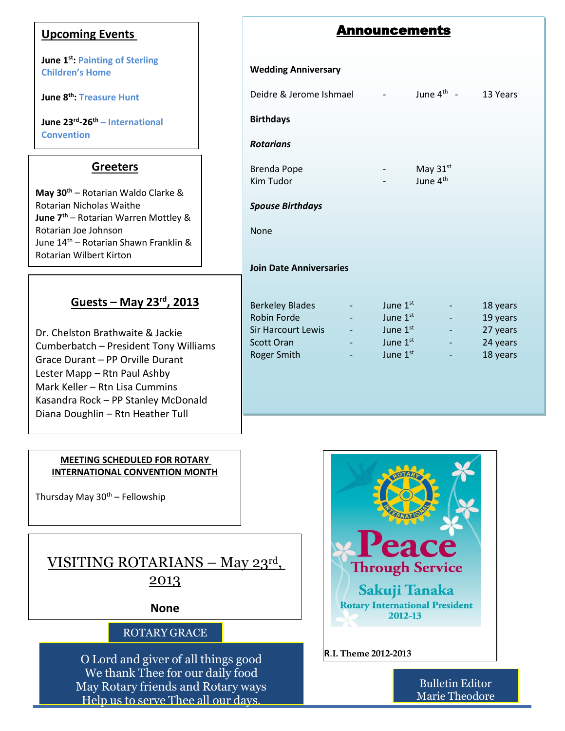## Upcoming Events

**June 1st:** Painting of Sterling Children's Home

**June 8th:** Treasure Hunt

**June 23rd-26th** – International Convention

## Greeters

**May 30th** – Rotarian Waldo Clarke & Rotarian Nicholas Waithe
**June 7th** – Rotarian Warren Mottley & Rotarian Joe Johnson
June 14th – Rotarian Shawn Franklin & Rotarian Wilbert Kirton

## Guests – May 23rd, 2013

Dr. Chelston Brathwaite & Jackie Cumberbatch – President Tony Williams
Grace Durant – PP Orville Durant
Lester Mapp – Rtn Paul Ashby
Mark Keller – Rtn Lisa Cummins
Kasandra Rock – PP Stanley McDonald
Diana Doughlin – Rtn Heather Tull

**MEETING SCHEDULED FOR ROTARY INTERNATIONAL CONVENTION MONTH**

Thursday May 30th – Fellowship

## VISITING ROTARIANS – May 23rd, 2013

**None**

## Announcements

**Wedding Anniversary**

Deidre & Jerome Ishmael - June 4th - 13 Years

**Birthdays**

***Rotarians***

Brenda Pope - May 31st
Kim Tudor - June 4th

***Spouse Birthdays***

None

**Join Date Anniversaries**

| | | |
|---|---|---|
| Berkeley Blades | June 1st | 18 years |
| Robin Forde | June 1st | 19 years |
| Sir Harcourt Lewis | June 1st | 27 years |
| Scott Oran | June 1st | 24 years |
| Roger Smith | June 1st | 18 years |

Peace Through Service
Sakuji Tanaka
Rotary International President 2012-13

**R.I. Theme 2012-2013**

ROTARY GRACE

O Lord and giver of all things good
We thank Thee for our daily food
May Rotary friends and Rotary ways
Help us to serve Thee all our days.

Bulletin Editor
Marie Theodore